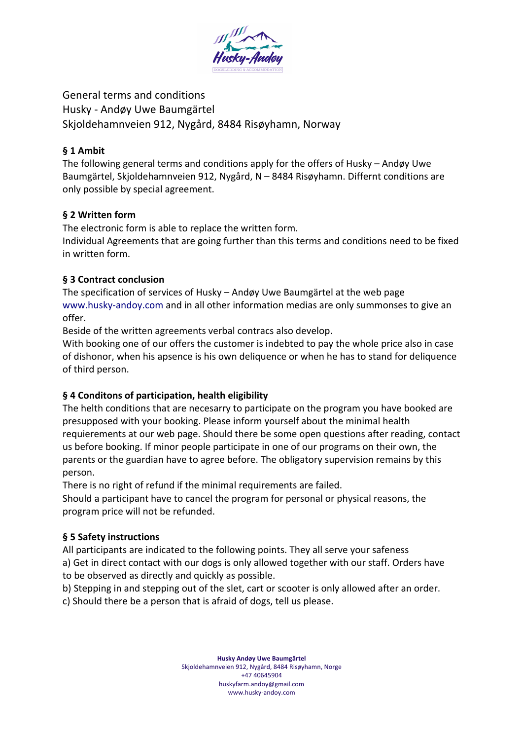General terms and conditions
Husky - Andøy Uwe Baumgärtel
Skjoldehamnveien 912, Nygård, 8484 Risøyhamn, Norway

**§ 1 Ambit**

The following general terms and conditions apply for the offers of Husky – Andøy Uwe Baumgärtel, Skjoldehamnveien 912, Nygård, N – 8484 Risøyhamn. Differnt conditions are only possible by special agreement.

**§ 2 Written form**

The electronic form is able to replace the written form.
Individual Agreements that are going further than this terms and conditions need to be fixed in written form.

**§ 3 Contract conclusion**

The specification of services of Husky – Andøy Uwe Baumgärtel at the web page www.husky-andoy.com and in all other information medias are only summonses to give an offer.
Beside of the written agreements verbal contracs also develop.
With booking one of our offers the customer is indebted to pay the whole price also in case of dishonor, when his apsence is his own deliquence or when he has to stand for deliquence of third person.

**§ 4 Conditons of participation, health eligibility**

The helth conditions that are necesarry to participate on the program you have booked are presupposed with your booking. Please inform yourself about the minimal health requierements at our web page. Should there be some open questions after reading, contact us before booking. If minor people participate in one of our programs on their own, the parents or the guardian have to agree before. The obligatory supervision remains by this person.
There is no right of refund if the minimal requirements are failed.
Should a participant have to cancel the program for personal or physical reasons, the program price will not be refunded.

**§ 5 Safety instructions**

All participants are indicated to the following points. They all serve your safeness
a) Get in direct contact with our dogs is only allowed together with our staff. Orders have to be observed as directly and quickly as possible.
b) Stepping in and stepping out of the slet, cart or scooter is only allowed after an order.
c) Should there be a person that is afraid of dogs, tell us please.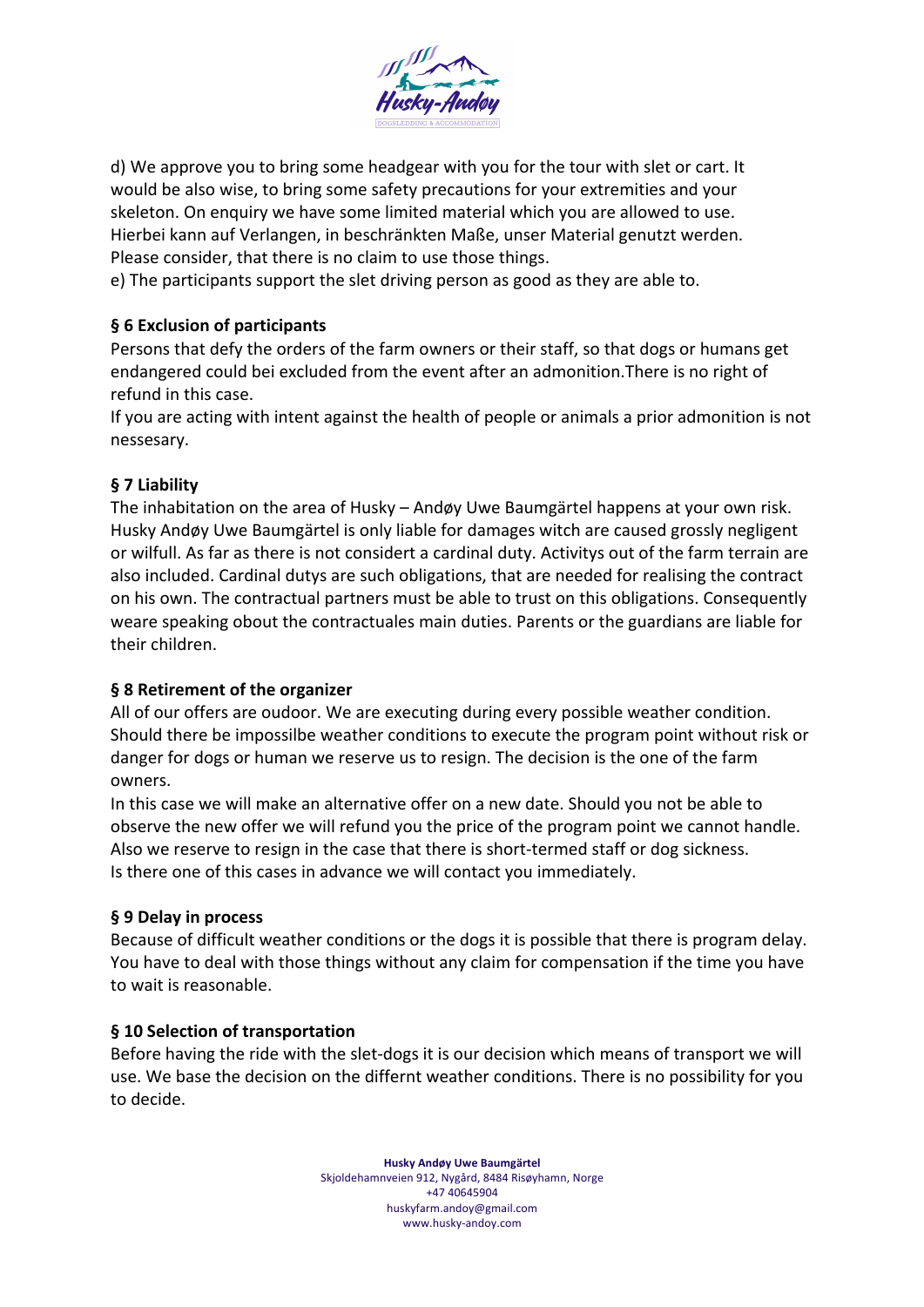d) We approve you to bring some headgear with you for the tour with slet or cart. It would be also wise, to bring some safety precautions for your extremities and your skeleton. On enquiry we have some limited material which you are allowed to use. Hierbei kann auf Verlangen, in beschränkten Maße, unser Material genutzt werden. Please consider, that there is no claim to use those things.

e) The participants support the slet driving person as good as they are able to.

### § 6 Exclusion of participants

Persons that defy the orders of the farm owners or their staff, so that dogs or humans get endangered could bei excluded from the event after an admonition.There is no right of refund in this case.

If you are acting with intent against the health of people or animals a prior admonition is not nessesary.

### § 7 Liability

The inhabitation on the area of Husky – Andøy Uwe Baumgärtel happens at your own risk. Husky Andøy Uwe Baumgärtel is only liable for damages witch are caused grossly negligent or wilfull. As far as there is not considert a cardinal duty. Activitys out of the farm terrain are also included. Cardinal dutys are such obligations, that are needed for realising the contract on his own. The contractual partners must be able to trust on this obligations. Consequently weare speaking obout the contractuales main duties. Parents or the guardians are liable for their children.

### § 8 Retirement of the organizer

All of our offers are oudoor. We are executing during every possible weather condition. Should there be impossilbe weather conditions to execute the program point without risk or danger for dogs or human we reserve us to resign. The decision is the one of the farm owners.

In this case we will make an alternative offer on a new date. Should you not be able to observe the new offer we will refund you the price of the program point we cannot handle. Also we reserve to resign in the case that there is short-termed staff or dog sickness. Is there one of this cases in advance we will contact you immediately.

### § 9 Delay in process

Because of difficult weather conditions or the dogs it is possible that there is program delay. You have to deal with those things without any claim for compensation if the time you have to wait is reasonable.

### § 10 Selection of transportation

Before having the ride with the slet-dogs it is our decision which means of transport we will use. We base the decision on the differnt weather conditions. There is no possibility for you to decide.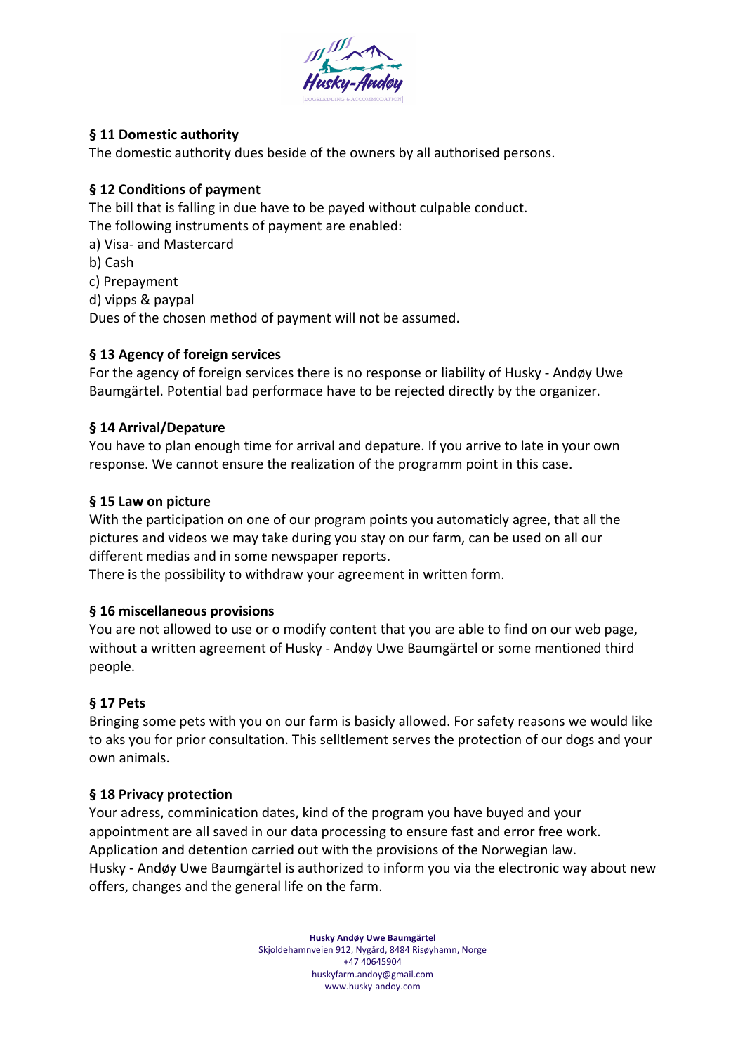## § 11 Domestic authority

The domestic authority dues beside of the owners by all authorised persons.

## § 12 Conditions of payment

The bill that is falling in due have to be payed without culpable conduct.
The following instruments of payment are enabled:

a) Visa- and Mastercard
b) Cash
c) Prepayment
d) vipps & paypal

Dues of the chosen method of payment will not be assumed.

## § 13 Agency of foreign services

For the agency of foreign services there is no response or liability of Husky - Andøy Uwe Baumgärtel. Potential bad performace have to be rejected directly by the organizer.

## § 14 Arrival/Depature

You have to plan enough time for arrival and depature. If you arrive to late in your own response. We cannot ensure the realization of the programm point in this case.

## § 15 Law on picture

With the participation on one of our program points you automaticly agree, that all the pictures and videos we may take during you stay on our farm, can be used on all our different medias and in some newspaper reports.
There is the possibility to withdraw your agreement in written form.

## § 16 miscellaneous provisions

You are not allowed to use or o modify content that you are able to find on our web page, without a written agreement of Husky - Andøy Uwe Baumgärtel or some mentioned third people.

## § 17 Pets

Bringing some pets with you on our farm is basicly allowed. For safety reasons we would like to aks you for prior consultation. This selltlement serves the protection of our dogs and your own animals.

## § 18 Privacy protection

Your adress, comminication dates, kind of the program you have buyed and your appointment are all saved in our data processing to ensure fast and error free work.
Application and detention carried out with the provisions of the Norwegian law.
Husky - Andøy Uwe Baumgärtel is authorized to inform you via the electronic way about new offers, changes and the general life on the farm.

**Husky Andøy Uwe Baumgärtel**
Skjoldehamnveien 912, Nygård, 8484 Risøyhamn, Norge
+47 40645904
huskyfarm.andoy@gmail.com
www.husky-andoy.com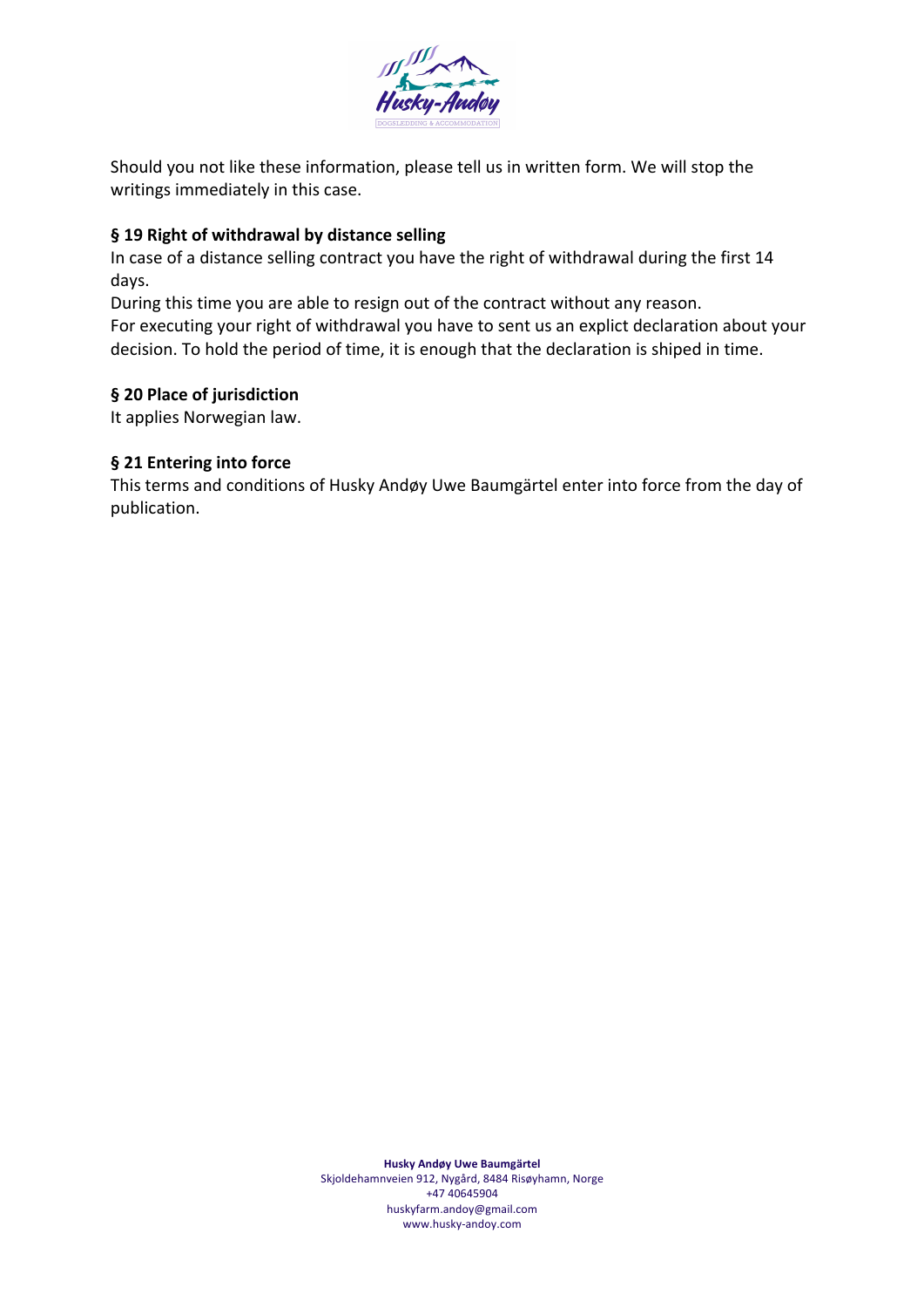Should you not like these information, please tell us in written form. We will stop the writings immediately in this case.

**§ 19 Right of withdrawal by distance selling**

In case of a distance selling contract you have the right of withdrawal during the first 14 days.

During this time you are able to resign out of the contract without any reason.

For executing your right of withdrawal you have to sent us an explict declaration about your decision. To hold the period of time, it is enough that the declaration is shiped in time.

**§ 20 Place of jurisdiction**

It applies Norwegian law.

**§ 21 Entering into force**

This terms and conditions of Husky Andøy Uwe Baumgärtel enter into force from the day of publication.